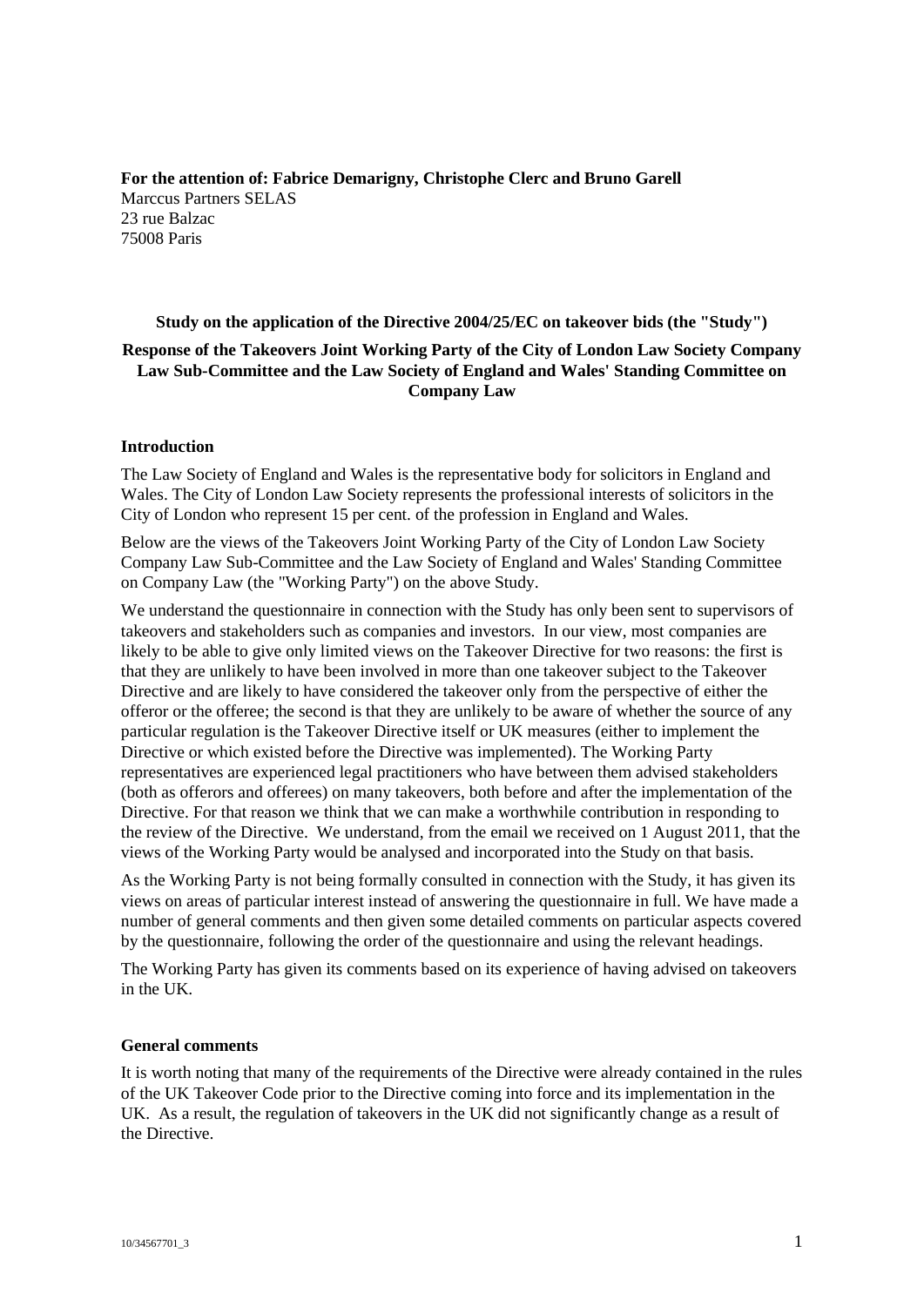**For the attention of: Fabrice Demarigny, Christophe Clerc and Bruno Garell**
Marccus Partners SELAS
23 rue Balzac
75008 Paris

**Study on the application of the Directive 2004/25/EC on takeover bids (the "Study")**

**Response of the Takeovers Joint Working Party of the City of London Law Society Company Law Sub-Committee and the Law Society of England and Wales' Standing Committee on Company Law**

## Introduction

The Law Society of England and Wales is the representative body for solicitors in England and Wales. The City of London Law Society represents the professional interests of solicitors in the City of London who represent 15 per cent. of the profession in England and Wales.

Below are the views of the Takeovers Joint Working Party of the City of London Law Society Company Law Sub-Committee and the Law Society of England and Wales' Standing Committee on Company Law (the "Working Party") on the above Study.

We understand the questionnaire in connection with the Study has only been sent to supervisors of takeovers and stakeholders such as companies and investors. In our view, most companies are likely to be able to give only limited views on the Takeover Directive for two reasons: the first is that they are unlikely to have been involved in more than one takeover subject to the Takeover Directive and are likely to have considered the takeover only from the perspective of either the offeror or the offeree; the second is that they are unlikely to be aware of whether the source of any particular regulation is the Takeover Directive itself or UK measures (either to implement the Directive or which existed before the Directive was implemented). The Working Party representatives are experienced legal practitioners who have between them advised stakeholders (both as offerors and offerees) on many takeovers, both before and after the implementation of the Directive. For that reason we think that we can make a worthwhile contribution in responding to the review of the Directive. We understand, from the email we received on 1 August 2011, that the views of the Working Party would be analysed and incorporated into the Study on that basis.

As the Working Party is not being formally consulted in connection with the Study, it has given its views on areas of particular interest instead of answering the questionnaire in full. We have made a number of general comments and then given some detailed comments on particular aspects covered by the questionnaire, following the order of the questionnaire and using the relevant headings.

The Working Party has given its comments based on its experience of having advised on takeovers in the UK.

## General comments

It is worth noting that many of the requirements of the Directive were already contained in the rules of the UK Takeover Code prior to the Directive coming into force and its implementation in the UK. As a result, the regulation of takeovers in the UK did not significantly change as a result of the Directive.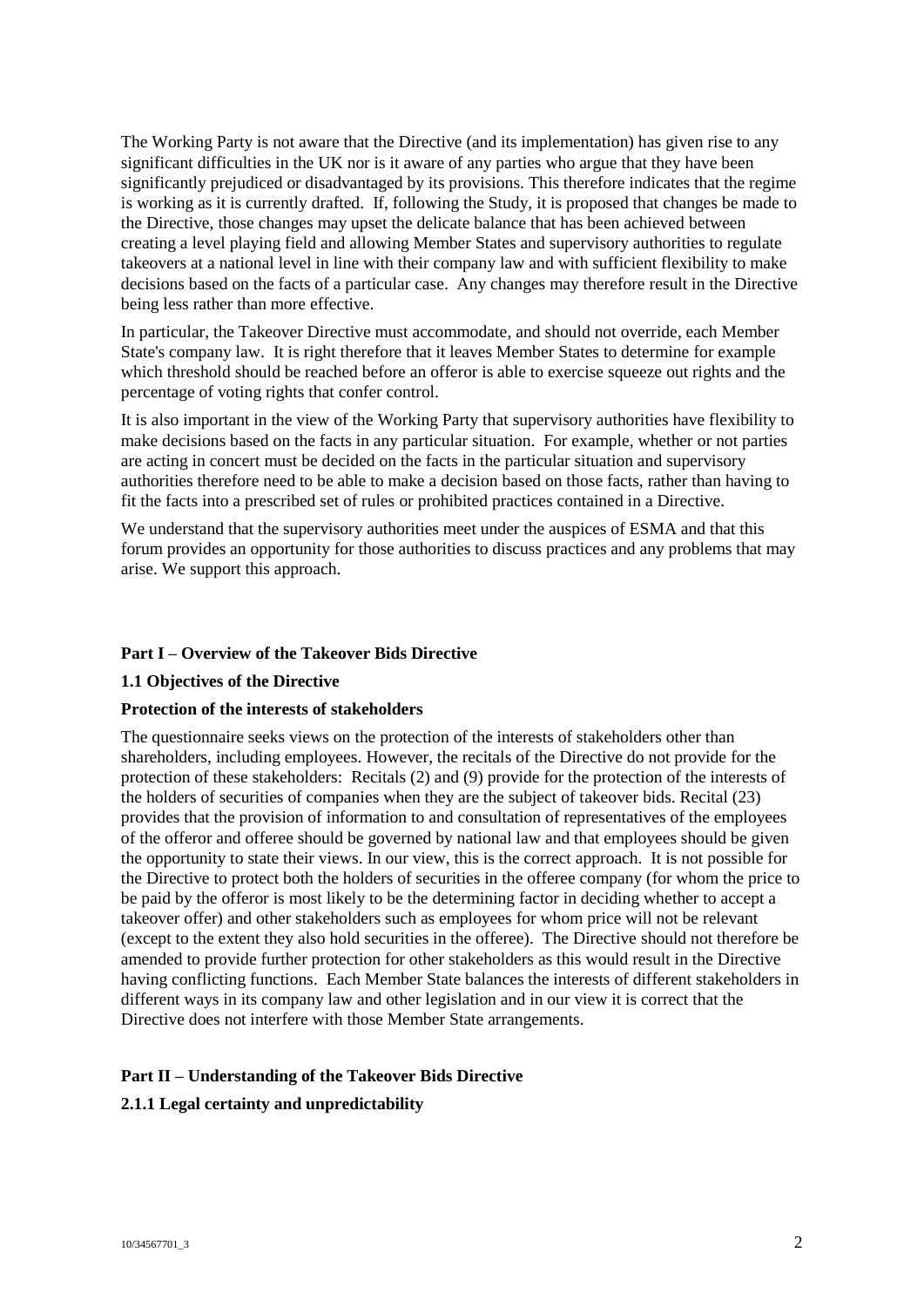The Working Party is not aware that the Directive (and its implementation) has given rise to any significant difficulties in the UK nor is it aware of any parties who argue that they have been significantly prejudiced or disadvantaged by its provisions. This therefore indicates that the regime is working as it is currently drafted. If, following the Study, it is proposed that changes be made to the Directive, those changes may upset the delicate balance that has been achieved between creating a level playing field and allowing Member States and supervisory authorities to regulate takeovers at a national level in line with their company law and with sufficient flexibility to make decisions based on the facts of a particular case. Any changes may therefore result in the Directive being less rather than more effective.

In particular, the Takeover Directive must accommodate, and should not override, each Member State's company law. It is right therefore that it leaves Member States to determine for example which threshold should be reached before an offeror is able to exercise squeeze out rights and the percentage of voting rights that confer control.

It is also important in the view of the Working Party that supervisory authorities have flexibility to make decisions based on the facts in any particular situation. For example, whether or not parties are acting in concert must be decided on the facts in the particular situation and supervisory authorities therefore need to be able to make a decision based on those facts, rather than having to fit the facts into a prescribed set of rules or prohibited practices contained in a Directive.

We understand that the supervisory authorities meet under the auspices of ESMA and that this forum provides an opportunity for those authorities to discuss practices and any problems that may arise. We support this approach.

## Part I – Overview of the Takeover Bids Directive

### 1.1 Objectives of the Directive

**Protection of the interests of stakeholders**

The questionnaire seeks views on the protection of the interests of stakeholders other than shareholders, including employees. However, the recitals of the Directive do not provide for the protection of these stakeholders: Recitals (2) and (9) provide for the protection of the interests of the holders of securities of companies when they are the subject of takeover bids. Recital (23) provides that the provision of information to and consultation of representatives of the employees of the offeror and offeree should be governed by national law and that employees should be given the opportunity to state their views. In our view, this is the correct approach. It is not possible for the Directive to protect both the holders of securities in the offeree company (for whom the price to be paid by the offeror is most likely to be the determining factor in deciding whether to accept a takeover offer) and other stakeholders such as employees for whom price will not be relevant (except to the extent they also hold securities in the offeree). The Directive should not therefore be amended to provide further protection for other stakeholders as this would result in the Directive having conflicting functions. Each Member State balances the interests of different stakeholders in different ways in its company law and other legislation and in our view it is correct that the Directive does not interfere with those Member State arrangements.

## Part II – Understanding of the Takeover Bids Directive

### 2.1.1 Legal certainty and unpredictability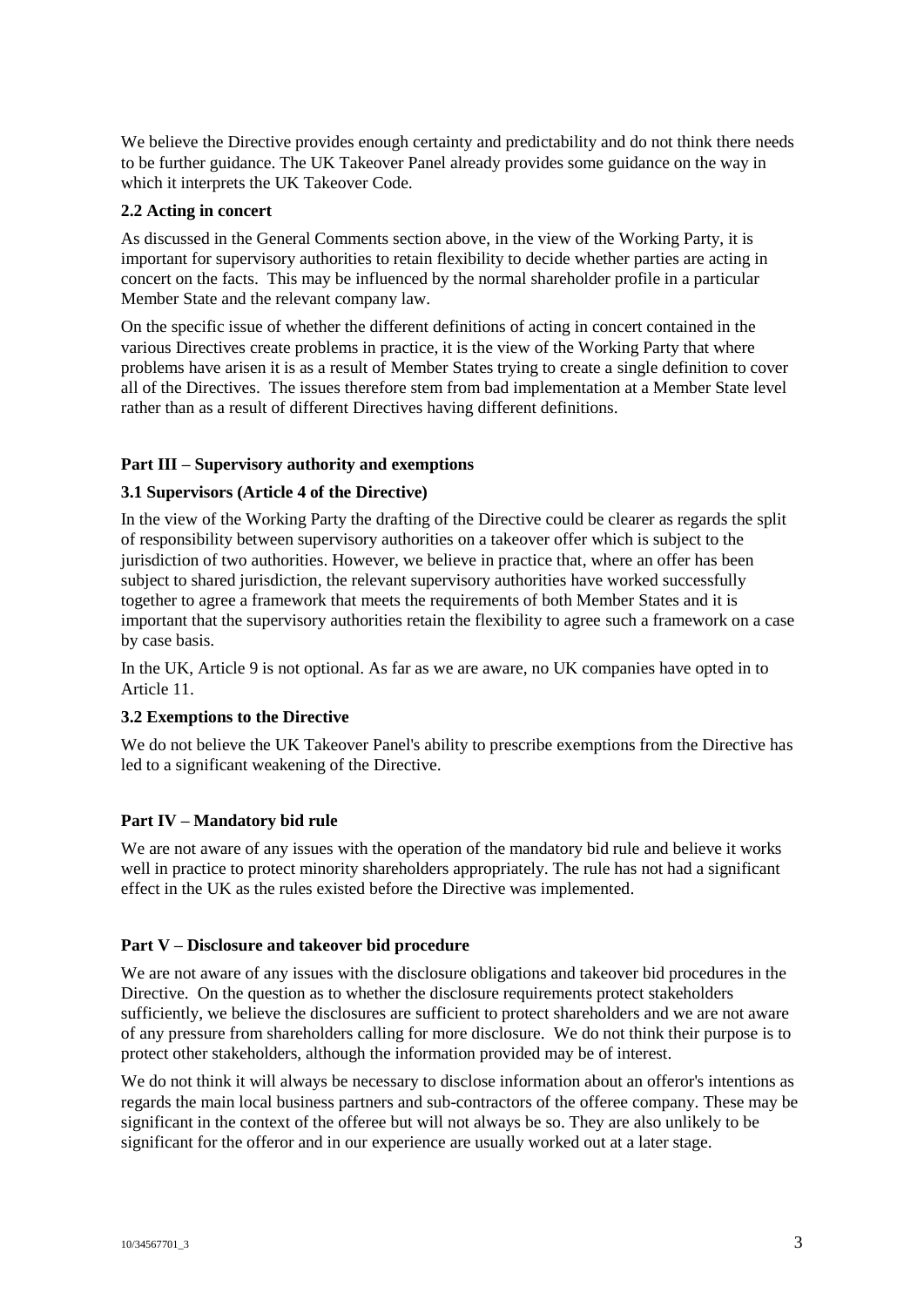We believe the Directive provides enough certainty and predictability and do not think there needs to be further guidance. The UK Takeover Panel already provides some guidance on the way in which it interprets the UK Takeover Code.

**2.2 Acting in concert**

As discussed in the General Comments section above, in the view of the Working Party, it is important for supervisory authorities to retain flexibility to decide whether parties are acting in concert on the facts. This may be influenced by the normal shareholder profile in a particular Member State and the relevant company law.

On the specific issue of whether the different definitions of acting in concert contained in the various Directives create problems in practice, it is the view of the Working Party that where problems have arisen it is as a result of Member States trying to create a single definition to cover all of the Directives. The issues therefore stem from bad implementation at a Member State level rather than as a result of different Directives having different definitions.

**Part III – Supervisory authority and exemptions**

**3.1 Supervisors (Article 4 of the Directive)**

In the view of the Working Party the drafting of the Directive could be clearer as regards the split of responsibility between supervisory authorities on a takeover offer which is subject to the jurisdiction of two authorities. However, we believe in practice that, where an offer has been subject to shared jurisdiction, the relevant supervisory authorities have worked successfully together to agree a framework that meets the requirements of both Member States and it is important that the supervisory authorities retain the flexibility to agree such a framework on a case by case basis.

In the UK, Article 9 is not optional. As far as we are aware, no UK companies have opted in to Article 11.

**3.2 Exemptions to the Directive**

We do not believe the UK Takeover Panel's ability to prescribe exemptions from the Directive has led to a significant weakening of the Directive.

**Part IV – Mandatory bid rule**

We are not aware of any issues with the operation of the mandatory bid rule and believe it works well in practice to protect minority shareholders appropriately. The rule has not had a significant effect in the UK as the rules existed before the Directive was implemented.

**Part V – Disclosure and takeover bid procedure**

We are not aware of any issues with the disclosure obligations and takeover bid procedures in the Directive. On the question as to whether the disclosure requirements protect stakeholders sufficiently, we believe the disclosures are sufficient to protect shareholders and we are not aware of any pressure from shareholders calling for more disclosure. We do not think their purpose is to protect other stakeholders, although the information provided may be of interest.

We do not think it will always be necessary to disclose information about an offeror's intentions as regards the main local business partners and sub-contractors of the offeree company. These may be significant in the context of the offeree but will not always be so. They are also unlikely to be significant for the offeror and in our experience are usually worked out at a later stage.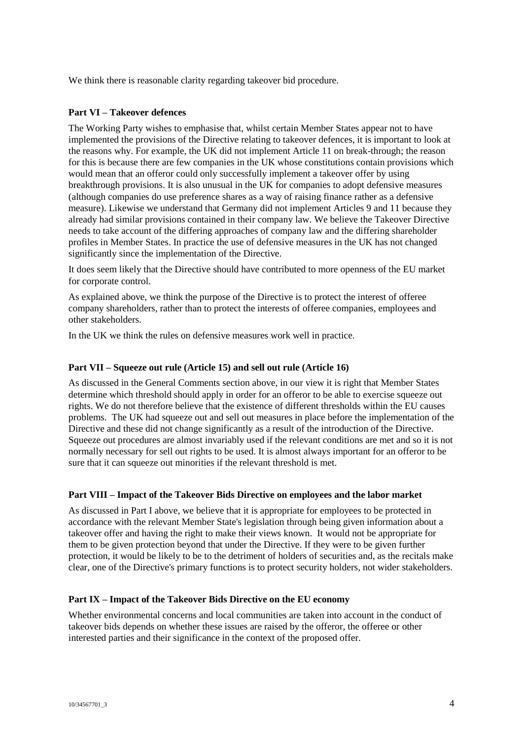We think there is reasonable clarity regarding takeover bid procedure.

**Part VI – Takeover defences**

The Working Party wishes to emphasise that, whilst certain Member States appear not to have implemented the provisions of the Directive relating to takeover defences, it is important to look at the reasons why. For example, the UK did not implement Article 11 on break-through; the reason for this is because there are few companies in the UK whose constitutions contain provisions which would mean that an offeror could only successfully implement a takeover offer by using breakthrough provisions. It is also unusual in the UK for companies to adopt defensive measures (although companies do use preference shares as a way of raising finance rather as a defensive measure). Likewise we understand that Germany did not implement Articles 9 and 11 because they already had similar provisions contained in their company law. We believe the Takeover Directive needs to take account of the differing approaches of company law and the differing shareholder profiles in Member States. In practice the use of defensive measures in the UK has not changed significantly since the implementation of the Directive.

It does seem likely that the Directive should have contributed to more openness of the EU market for corporate control.

As explained above, we think the purpose of the Directive is to protect the interest of offeree company shareholders, rather than to protect the interests of offeree companies, employees and other stakeholders.

In the UK we think the rules on defensive measures work well in practice.

**Part VII – Squeeze out rule (Article 15) and sell out rule (Article 16)**

As discussed in the General Comments section above, in our view it is right that Member States determine which threshold should apply in order for an offeror to be able to exercise squeeze out rights. We do not therefore believe that the existence of different thresholds within the EU causes problems. The UK had squeeze out and sell out measures in place before the implementation of the Directive and these did not change significantly as a result of the introduction of the Directive. Squeeze out procedures are almost invariably used if the relevant conditions are met and so it is not normally necessary for sell out rights to be used. It is almost always important for an offeror to be sure that it can squeeze out minorities if the relevant threshold is met.

**Part VIII – Impact of the Takeover Bids Directive on employees and the labor market**

As discussed in Part I above, we believe that it is appropriate for employees to be protected in accordance with the relevant Member State's legislation through being given information about a takeover offer and having the right to make their views known. It would not be appropriate for them to be given protection beyond that under the Directive. If they were to be given further protection, it would be likely to be to the detriment of holders of securities and, as the recitals make clear, one of the Directive's primary functions is to protect security holders, not wider stakeholders.

**Part IX – Impact of the Takeover Bids Directive on the EU economy**

Whether environmental concerns and local communities are taken into account in the conduct of takeover bids depends on whether these issues are raised by the offeror, the offeree or other interested parties and their significance in the context of the proposed offer.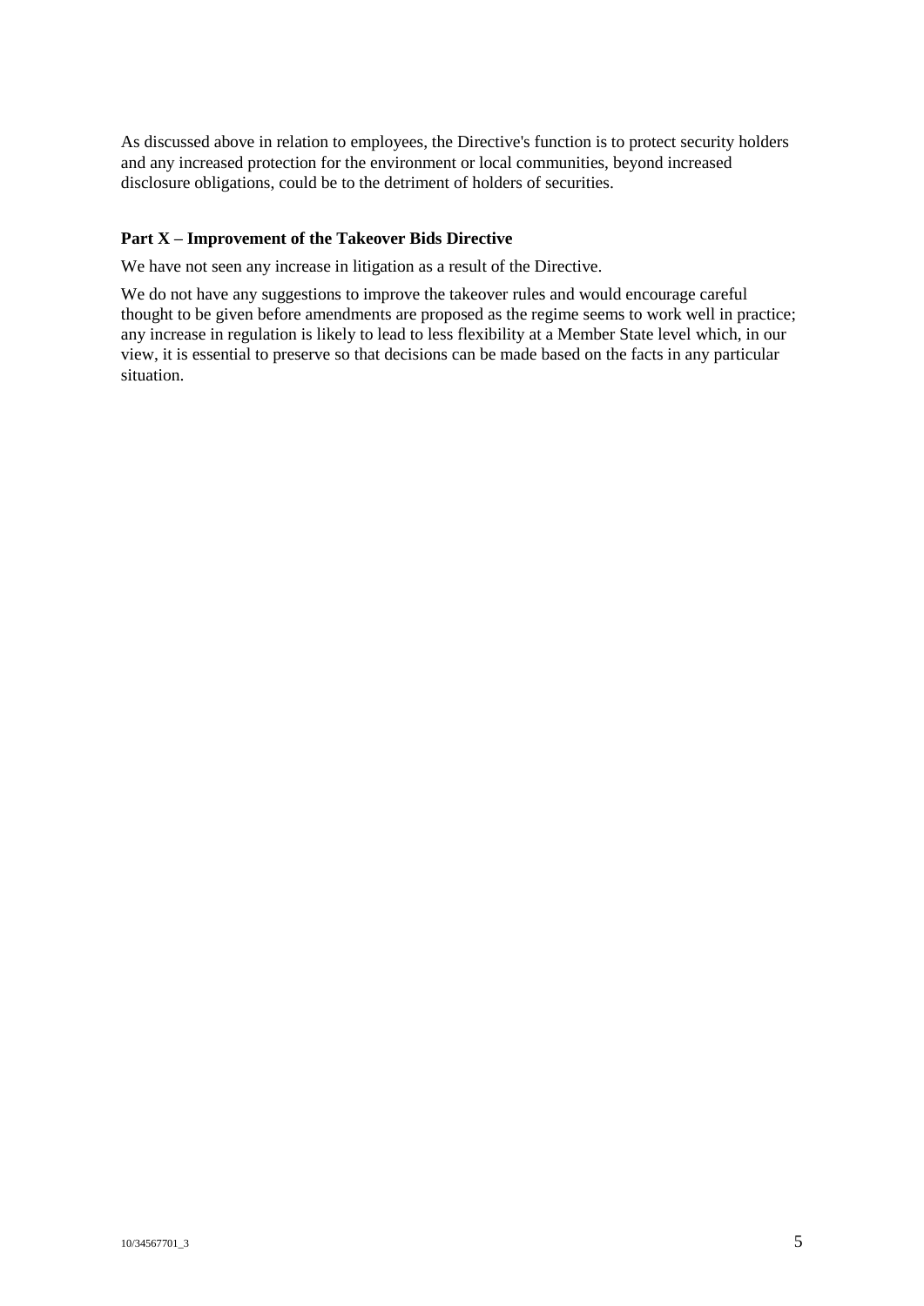As discussed above in relation to employees, the Directive's function is to protect security holders and any increased protection for the environment or local communities, beyond increased disclosure obligations, could be to the detriment of holders of securities.

**Part X – Improvement of the Takeover Bids Directive**

We have not seen any increase in litigation as a result of the Directive.

We do not have any suggestions to improve the takeover rules and would encourage careful thought to be given before amendments are proposed as the regime seems to work well in practice; any increase in regulation is likely to lead to less flexibility at a Member State level which, in our view, it is essential to preserve so that decisions can be made based on the facts in any particular situation.